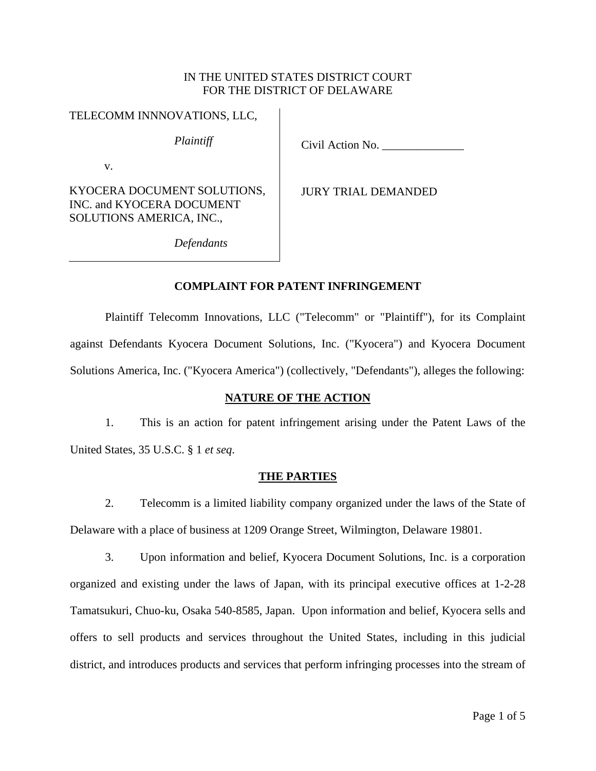IN THE UNITED STATES DISTRICT COURT
FOR THE DISTRICT OF DELAWARE

| | |
|---|---|
| TELECOMM INNNOVATIONS, LLC,<br><br>*Plaintiff*<br><br>v.<br><br>KYOCERA DOCUMENT SOLUTIONS, INC. and KYOCERA DOCUMENT SOLUTIONS AMERICA, INC.,<br><br>*Defendants* | Civil Action No. ______________<br><br>JURY TRIAL DEMANDED |

**COMPLAINT FOR PATENT INFRINGEMENT**

Plaintiff Telecomm Innovations, LLC ("Telecomm" or "Plaintiff"), for its Complaint against Defendants Kyocera Document Solutions, Inc. ("Kyocera") and Kyocera Document Solutions America, Inc. ("Kyocera America") (collectively, "Defendants"), alleges the following:

## NATURE OF THE ACTION

1. This is an action for patent infringement arising under the Patent Laws of the United States, 35 U.S.C. § 1 *et seq.*

## THE PARTIES

2. Telecomm is a limited liability company organized under the laws of the State of Delaware with a place of business at 1209 Orange Street, Wilmington, Delaware 19801.

3. Upon information and belief, Kyocera Document Solutions, Inc. is a corporation organized and existing under the laws of Japan, with its principal executive offices at 1-2-28 Tamatsukuri, Chuo-ku, Osaka 540-8585, Japan. Upon information and belief, Kyocera sells and offers to sell products and services throughout the United States, including in this judicial district, and introduces products and services that perform infringing processes into the stream of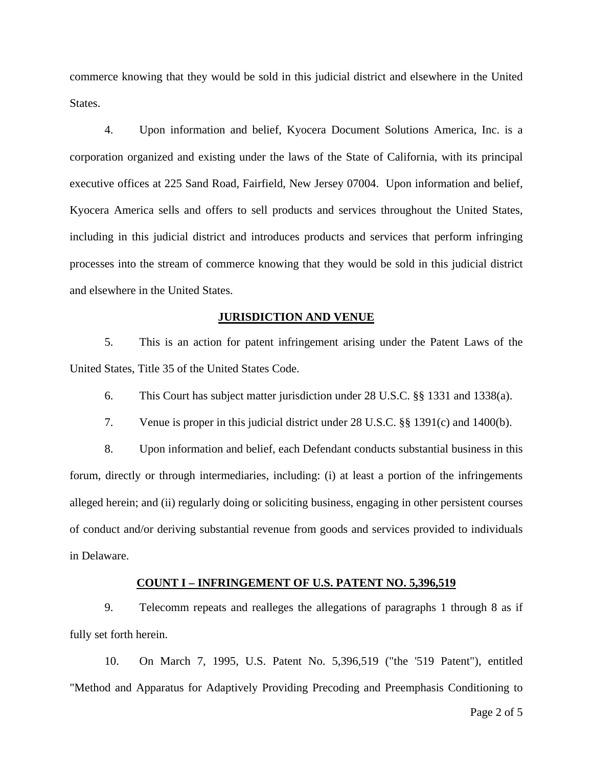commerce knowing that they would be sold in this judicial district and elsewhere in the United States.

4. Upon information and belief, Kyocera Document Solutions America, Inc. is a corporation organized and existing under the laws of the State of California, with its principal executive offices at 225 Sand Road, Fairfield, New Jersey 07004. Upon information and belief, Kyocera America sells and offers to sell products and services throughout the United States, including in this judicial district and introduces products and services that perform infringing processes into the stream of commerce knowing that they would be sold in this judicial district and elsewhere in the United States.

## JURISDICTION AND VENUE

5. This is an action for patent infringement arising under the Patent Laws of the United States, Title 35 of the United States Code.

6. This Court has subject matter jurisdiction under 28 U.S.C. §§ 1331 and 1338(a).

7. Venue is proper in this judicial district under 28 U.S.C. §§ 1391(c) and 1400(b).

8. Upon information and belief, each Defendant conducts substantial business in this forum, directly or through intermediaries, including: (i) at least a portion of the infringements alleged herein; and (ii) regularly doing or soliciting business, engaging in other persistent courses of conduct and/or deriving substantial revenue from goods and services provided to individuals in Delaware.

## COUNT I – INFRINGEMENT OF U.S. PATENT NO. 5,396,519

9. Telecomm repeats and realleges the allegations of paragraphs 1 through 8 as if fully set forth herein.

10. On March 7, 1995, U.S. Patent No. 5,396,519 ("the '519 Patent"), entitled "Method and Apparatus for Adaptively Providing Precoding and Preemphasis Conditioning to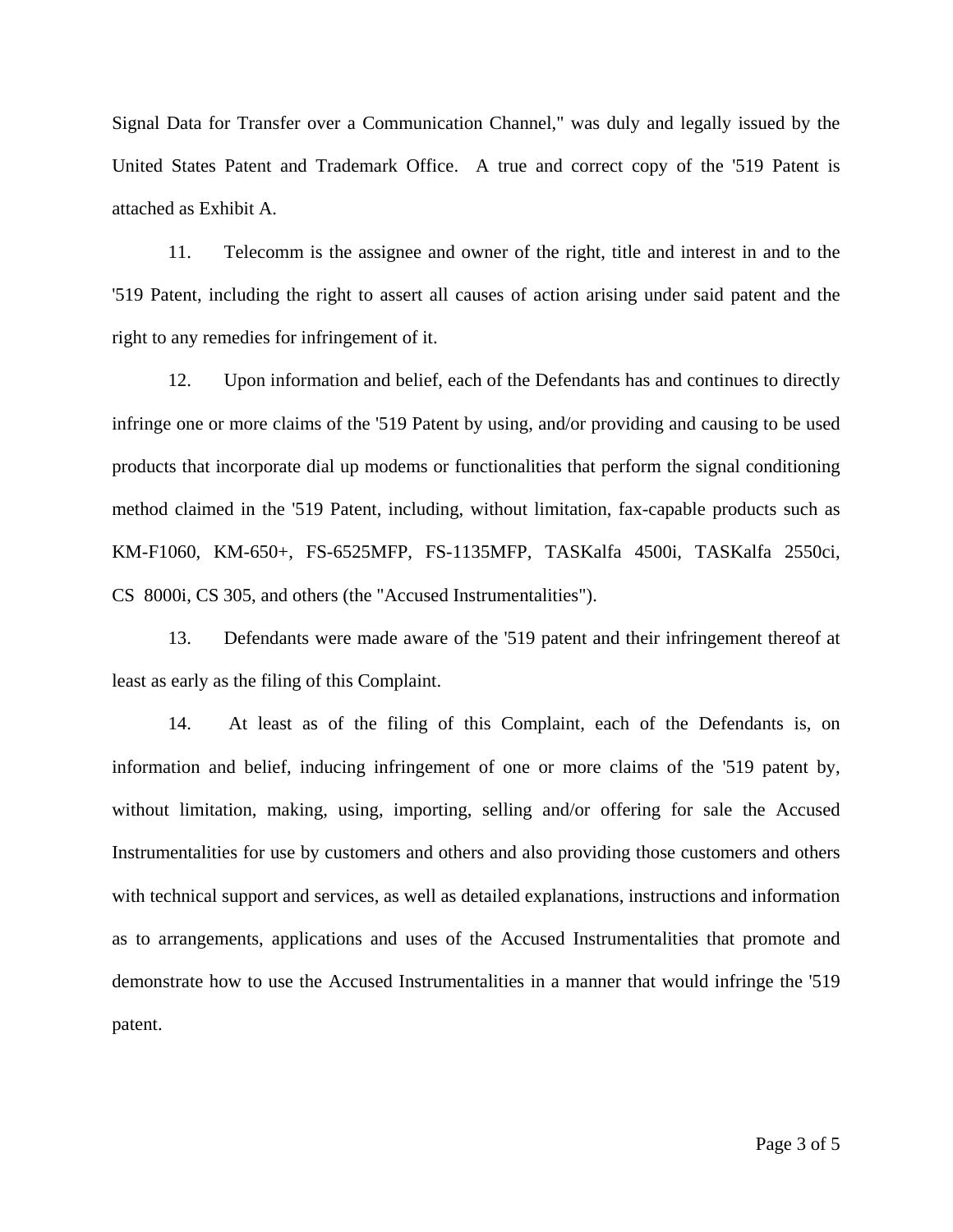Signal Data for Transfer over a Communication Channel," was duly and legally issued by the United States Patent and Trademark Office. A true and correct copy of the '519 Patent is attached as Exhibit A.

11. Telecomm is the assignee and owner of the right, title and interest in and to the '519 Patent, including the right to assert all causes of action arising under said patent and the right to any remedies for infringement of it.

12. Upon information and belief, each of the Defendants has and continues to directly infringe one or more claims of the '519 Patent by using, and/or providing and causing to be used products that incorporate dial up modems or functionalities that perform the signal conditioning method claimed in the '519 Patent, including, without limitation, fax-capable products such as KM-F1060, KM-650+, FS-6525MFP, FS-1135MFP, TASKalfa 4500i, TASKalfa 2550ci, CS 8000i, CS 305, and others (the "Accused Instrumentalities").

13. Defendants were made aware of the '519 patent and their infringement thereof at least as early as the filing of this Complaint.

14. At least as of the filing of this Complaint, each of the Defendants is, on information and belief, inducing infringement of one or more claims of the '519 patent by, without limitation, making, using, importing, selling and/or offering for sale the Accused Instrumentalities for use by customers and others and also providing those customers and others with technical support and services, as well as detailed explanations, instructions and information as to arrangements, applications and uses of the Accused Instrumentalities that promote and demonstrate how to use the Accused Instrumentalities in a manner that would infringe the '519 patent.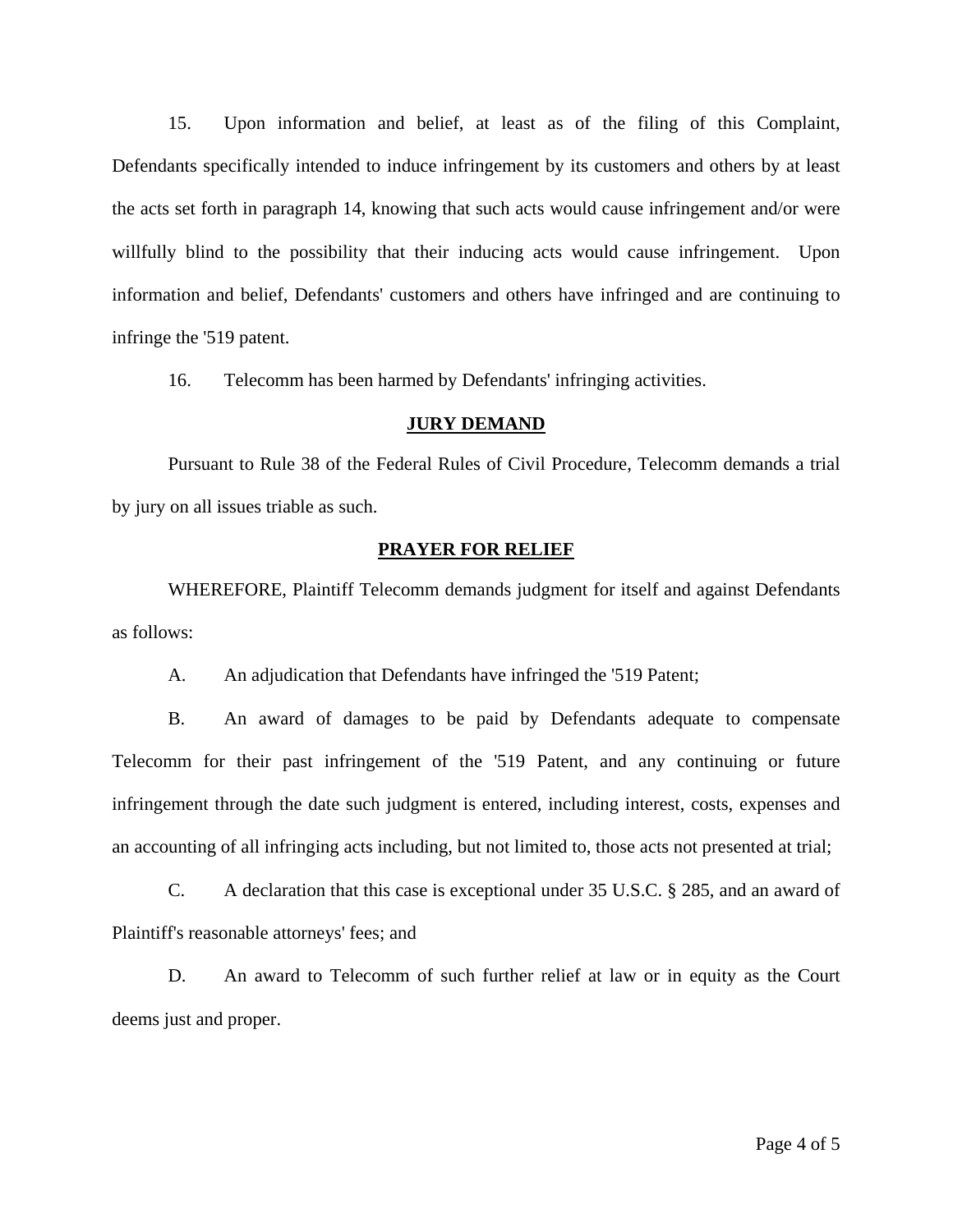15. Upon information and belief, at least as of the filing of this Complaint, Defendants specifically intended to induce infringement by its customers and others by at least the acts set forth in paragraph 14, knowing that such acts would cause infringement and/or were willfully blind to the possibility that their inducing acts would cause infringement. Upon information and belief, Defendants' customers and others have infringed and are continuing to infringe the '519 patent.

16. Telecomm has been harmed by Defendants' infringing activities.

## JURY DEMAND

Pursuant to Rule 38 of the Federal Rules of Civil Procedure, Telecomm demands a trial by jury on all issues triable as such.

## PRAYER FOR RELIEF

WHEREFORE, Plaintiff Telecomm demands judgment for itself and against Defendants as follows:

A. An adjudication that Defendants have infringed the '519 Patent;

B. An award of damages to be paid by Defendants adequate to compensate Telecomm for their past infringement of the '519 Patent, and any continuing or future infringement through the date such judgment is entered, including interest, costs, expenses and an accounting of all infringing acts including, but not limited to, those acts not presented at trial;

C. A declaration that this case is exceptional under 35 U.S.C. § 285, and an award of Plaintiff's reasonable attorneys' fees; and

D. An award to Telecomm of such further relief at law or in equity as the Court deems just and proper.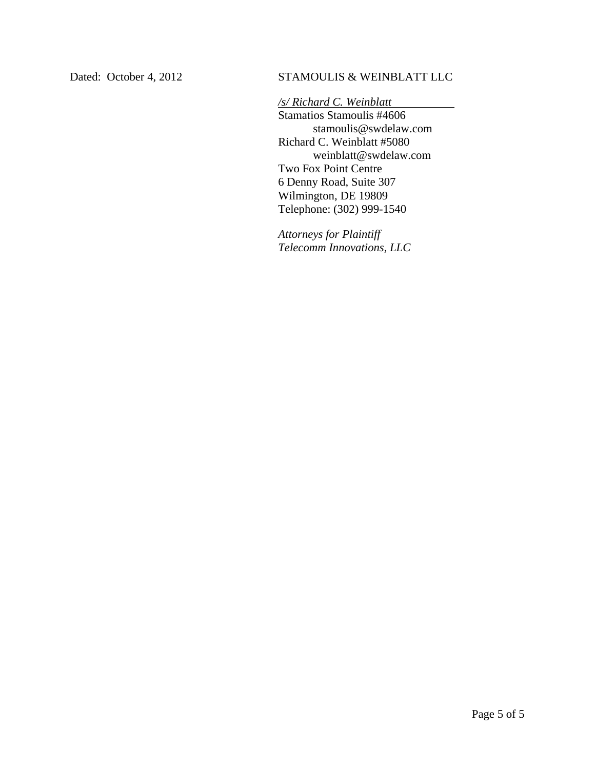Dated: October 4, 2012

STAMOULIS & WEINBLATT LLC

*/s/ Richard C. Weinblatt*

Stamatios Stamoulis #4606
stamoulis@swdelaw.com
Richard C. Weinblatt #5080
weinblatt@swdelaw.com
Two Fox Point Centre
6 Denny Road, Suite 307
Wilmington, DE 19809
Telephone: (302) 999-1540

*Attorneys for Plaintiff*
*Telecomm Innovations, LLC*